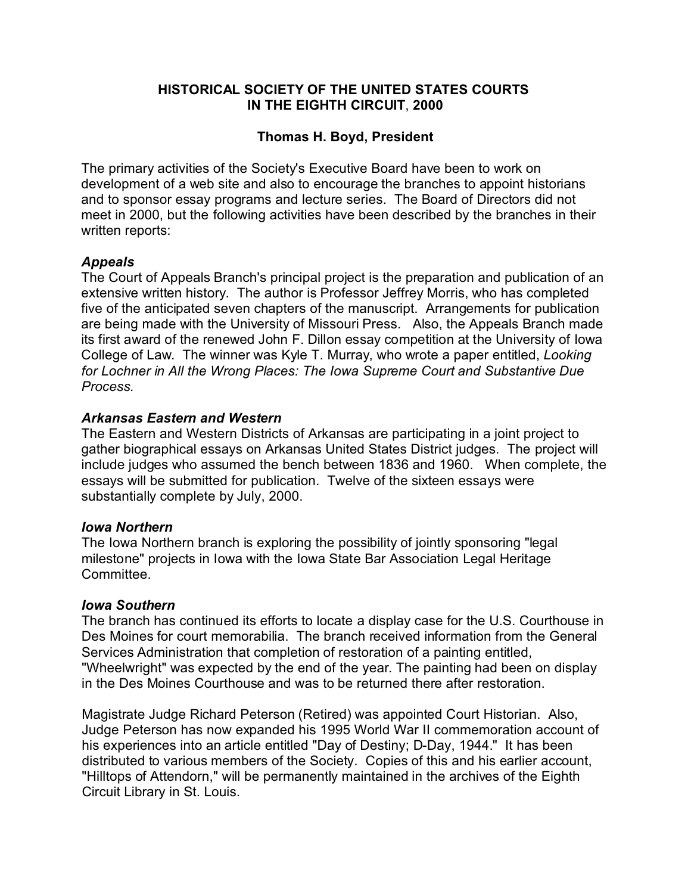# HISTORICAL SOCIETY OF THE UNITED STATES COURTS IN THE EIGHTH CIRCUIT, 2000

## Thomas H. Boyd, President

The primary activities of the Society's Executive Board have been to work on development of a web site and also to encourage the branches to appoint historians and to sponsor essay programs and lecture series. The Board of Directors did not meet in 2000, but the following activities have been described by the branches in their written reports:

### *Appeals*

The Court of Appeals Branch's principal project is the preparation and publication of an extensive written history. The author is Professor Jeffrey Morris, who has completed five of the anticipated seven chapters of the manuscript. Arrangements for publication are being made with the University of Missouri Press. Also, the Appeals Branch made its first award of the renewed John F. Dillon essay competition at the University of Iowa College of Law. The winner was Kyle T. Murray, who wrote a paper entitled, *Looking for Lochner in All the Wrong Places: The Iowa Supreme Court and Substantive Due Process.*

### *Arkansas Eastern and Western*

The Eastern and Western Districts of Arkansas are participating in a joint project to gather biographical essays on Arkansas United States District judges. The project will include judges who assumed the bench between 1836 and 1960. When complete, the essays will be submitted for publication. Twelve of the sixteen essays were substantially complete by July, 2000.

### *Iowa Northern*

The Iowa Northern branch is exploring the possibility of jointly sponsoring "legal milestone" projects in Iowa with the Iowa State Bar Association Legal Heritage Committee.

### *Iowa Southern*

The branch has continued its efforts to locate a display case for the U.S. Courthouse in Des Moines for court memorabilia. The branch received information from the General Services Administration that completion of restoration of a painting entitled, "Wheelwright" was expected by the end of the year. The painting had been on display in the Des Moines Courthouse and was to be returned there after restoration.

Magistrate Judge Richard Peterson (Retired) was appointed Court Historian. Also, Judge Peterson has now expanded his 1995 World War II commemoration account of his experiences into an article entitled "Day of Destiny; D-Day, 1944." It has been distributed to various members of the Society. Copies of this and his earlier account, "Hilltops of Attendorn," will be permanently maintained in the archives of the Eighth Circuit Library in St. Louis.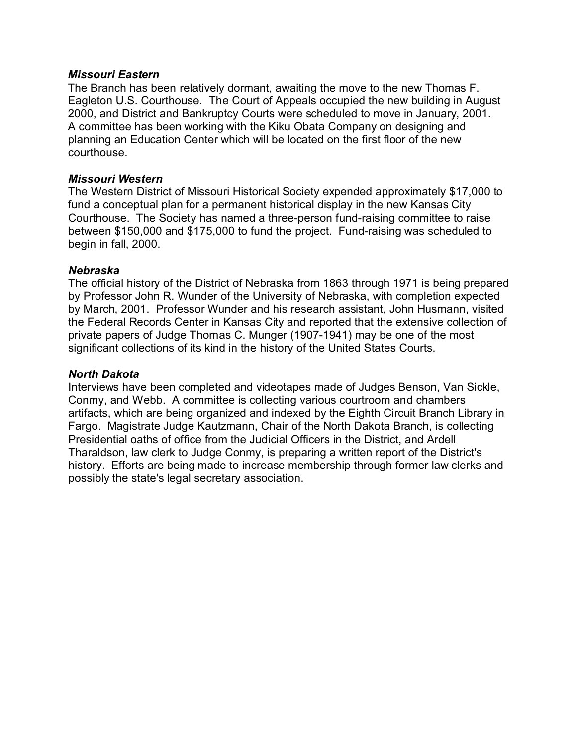***Missouri Eastern***

The Branch has been relatively dormant, awaiting the move to the new Thomas F. Eagleton U.S. Courthouse. The Court of Appeals occupied the new building in August 2000, and District and Bankruptcy Courts were scheduled to move in January, 2001. A committee has been working with the Kiku Obata Company on designing and planning an Education Center which will be located on the first floor of the new courthouse.

***Missouri Western***

The Western District of Missouri Historical Society expended approximately $17,000 to fund a conceptual plan for a permanent historical display in the new Kansas City Courthouse. The Society has named a three-person fund-raising committee to raise between $150,000 and $175,000 to fund the project. Fund-raising was scheduled to begin in fall, 2000.

***Nebraska***

The official history of the District of Nebraska from 1863 through 1971 is being prepared by Professor John R. Wunder of the University of Nebraska, with completion expected by March, 2001. Professor Wunder and his research assistant, John Husmann, visited the Federal Records Center in Kansas City and reported that the extensive collection of private papers of Judge Thomas C. Munger (1907-1941) may be one of the most significant collections of its kind in the history of the United States Courts.

***North Dakota***

Interviews have been completed and videotapes made of Judges Benson, Van Sickle, Conmy, and Webb. A committee is collecting various courtroom and chambers artifacts, which are being organized and indexed by the Eighth Circuit Branch Library in Fargo. Magistrate Judge Kautzmann, Chair of the North Dakota Branch, is collecting Presidential oaths of office from the Judicial Officers in the District, and Ardell Tharaldson, law clerk to Judge Conmy, is preparing a written report of the District's history. Efforts are being made to increase membership through former law clerks and possibly the state's legal secretary association.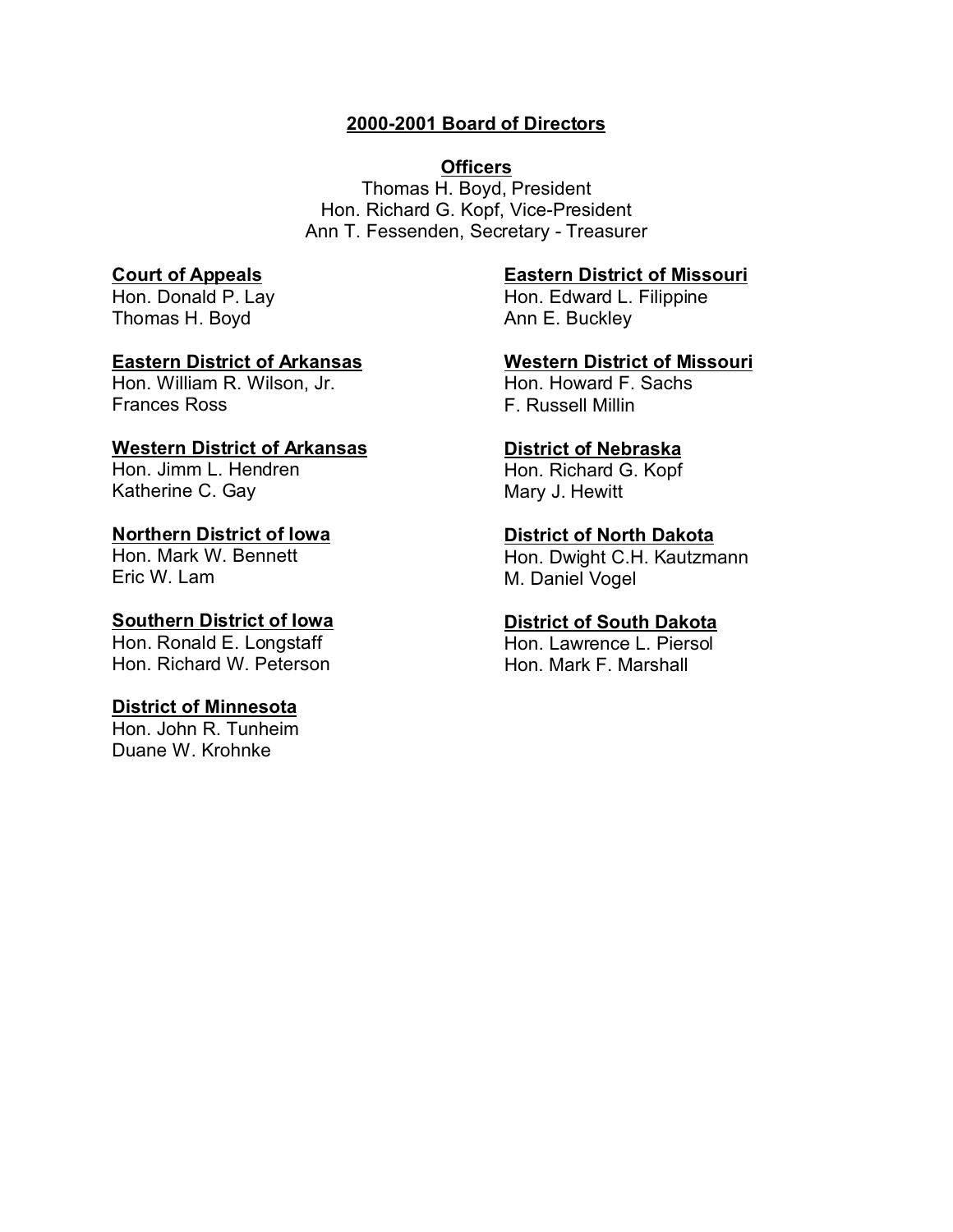## 2000-2001 Board of Directors

### Officers

Thomas H. Boyd, President
Hon. Richard G. Kopf, Vice-President
Ann T. Fessenden, Secretary - Treasurer

**Court of Appeals**
Hon. Donald P. Lay
Thomas H. Boyd

**Eastern District of Arkansas**
Hon. William R. Wilson, Jr.
Frances Ross

**Western District of Arkansas**
Hon. Jimm L. Hendren
Katherine C. Gay

**Northern District of Iowa**
Hon. Mark W. Bennett
Eric W. Lam

**Southern District of Iowa**
Hon. Ronald E. Longstaff
Hon. Richard W. Peterson

**District of Minnesota**
Hon. John R. Tunheim
Duane W. Krohnke

**Eastern District of Missouri**
Hon. Edward L. Filippine
Ann E. Buckley

**Western District of Missouri**
Hon. Howard F. Sachs
F. Russell Millin

**District of Nebraska**
Hon. Richard G. Kopf
Mary J. Hewitt

**District of North Dakota**
Hon. Dwight C.H. Kautzmann
M. Daniel Vogel

**District of South Dakota**
Hon. Lawrence L. Piersol
Hon. Mark F. Marshall